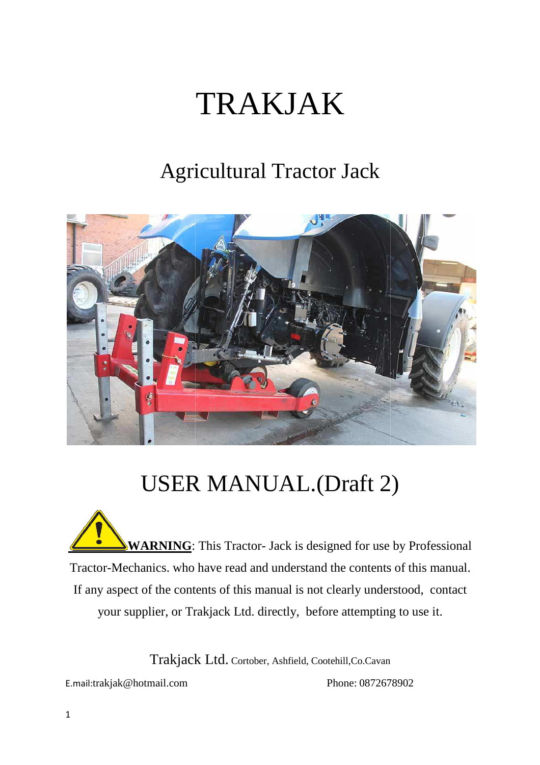# TRAKJAK

## Agricultural Tractor Jack

## USER MANUAL.(Draft 2)

**WARNING**: This Tractor- Jack is designed for use by Professional Tractor-Mechanics. who have read and understand the contents of this manual. If any aspect of the contents of this manual is not clearly understood, contact your supplier, or Trakjack Ltd. directly, before attempting to use it.

Trakjack Ltd. Cortober, Ashfield, Cootehill,Co.Cavan

E.mail:trakjak@hotmail.com Phone: 0872678902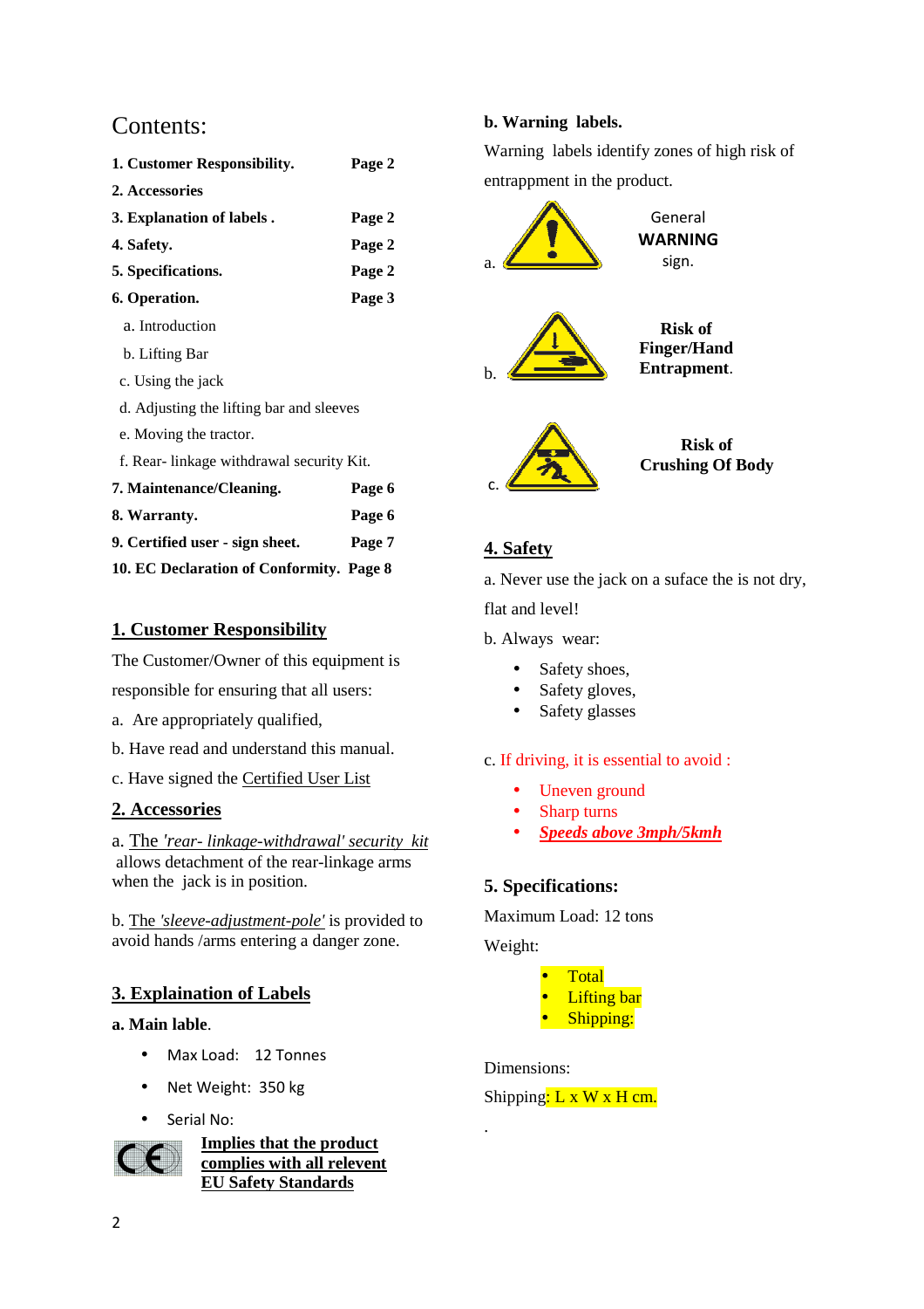# Contents:

| | |
|---|---|
| **1. Customer Responsibility.** | **Page 2** |
| **2. Accessories** | |
| **3. Explanation of labels .** | **Page 2** |
| **4. Safety.** | **Page 2** |
| **5. Specifications.** | **Page 2** |
| **6. Operation.** | **Page 3** |
| a. Introduction | |
| b. Lifting Bar | |
| c. Using the jack | |
| d. Adjusting the lifting bar and sleeves | |
| e. Moving the tractor. | |
| f. Rear- linkage withdrawal security Kit. | |
| **7. Maintenance/Cleaning.** | **Page 6** |
| **8. Warranty.** | **Page 6** |
| **9. Certified user - sign sheet.** | **Page 7** |
| **10. EC Declaration of Conformity.** | **Page 8** |

## 1. Customer Responsibility

The Customer/Owner of this equipment is responsible for ensuring that all users:

a. Are appropriately qualified,

b. Have read and understand this manual.

c. Have signed the Certified User List

## 2. Accessories

a. The *'rear- linkage-withdrawal' security kit* allows detachment of the rear-linkage arms when the jack is in position.

b. The *'sleeve-adjustment-pole'* is provided to avoid hands /arms entering a danger zone.

## 3. Explaination of Labels

**a. Main lable.**

- Max Load: 12 Tonnes
- Net Weight: 350 kg
- Serial No:

CE **Implies that the product complies with all relevent EU Safety Standards**

**b. Warning labels.**

Warning labels identify zones of high risk of entrappment in the product.

a. General **WARNING** sign.

b. **Risk of Finger/Hand Entrapment.**

c. **Risk of Crushing Of Body**

## 4. Safety

a. Never use the jack on a suface the is not dry, flat and level!

b. Always wear:

- Safety shoes,
- Safety gloves,
- Safety glasses

c. If driving, it is essential to avoid :

- Uneven ground
- Sharp turns
- ***Speeds above 3mph/5kmh***

## 5. Specifications:

Maximum Load: 12 tons

Weight:

- Total
- Lifting bar
- Shipping:

Dimensions:

Shipping: L x W x H cm.

.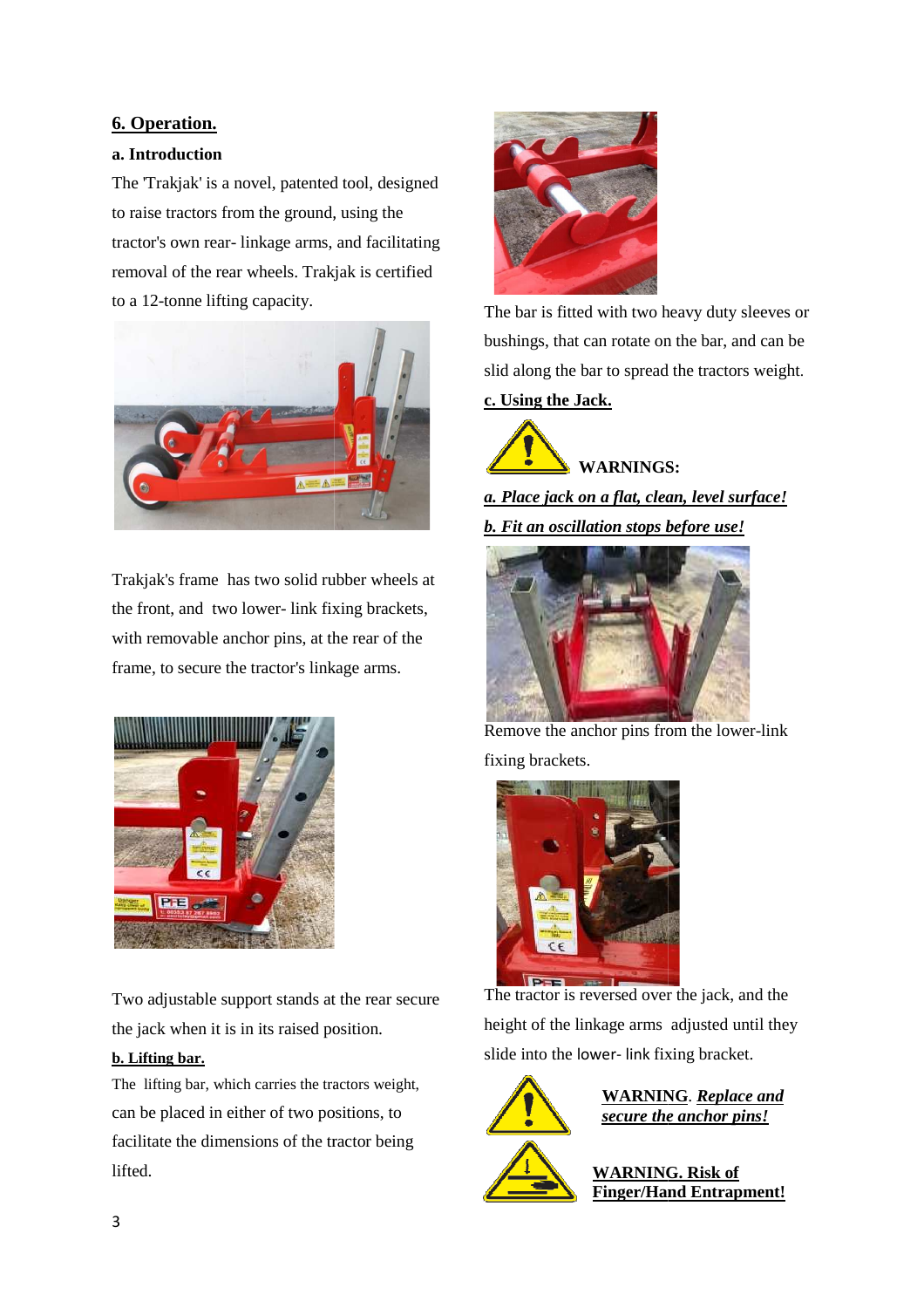## 6. Operation.

### a. Introduction

The 'Trakjak' is a novel, patented tool, designed to raise tractors from the ground, using the tractor's own rear- linkage arms, and facilitating removal of the rear wheels. Trakjak is certified to a 12-tonne lifting capacity.

Trakjak's frame has two solid rubber wheels at the front, and two lower- link fixing brackets, with removable anchor pins, at the rear of the frame, to secure the tractor's linkage arms.

Two adjustable support stands at the rear secure the jack when it is in its raised position.

### b. Lifting bar.

The lifting bar, which carries the tractors weight, can be placed in either of two positions, to facilitate the dimensions of the tractor being lifted.

The bar is fitted with two heavy duty sleeves or bushings, that can rotate on the bar, and can be slid along the bar to spread the tractors weight.

### c. Using the Jack.

**WARNINGS:**

***a. Place jack on a flat, clean, level surface!***

***b. Fit an oscillation stops before use!***

Remove the anchor pins from the lower-link fixing brackets.

The tractor is reversed over the jack, and the height of the linkage arms adjusted until they slide into the lower- link fixing bracket.

**WARNING**. ***Replace and secure the anchor pins!***

**WARNING. Risk of Finger/Hand Entrapment!**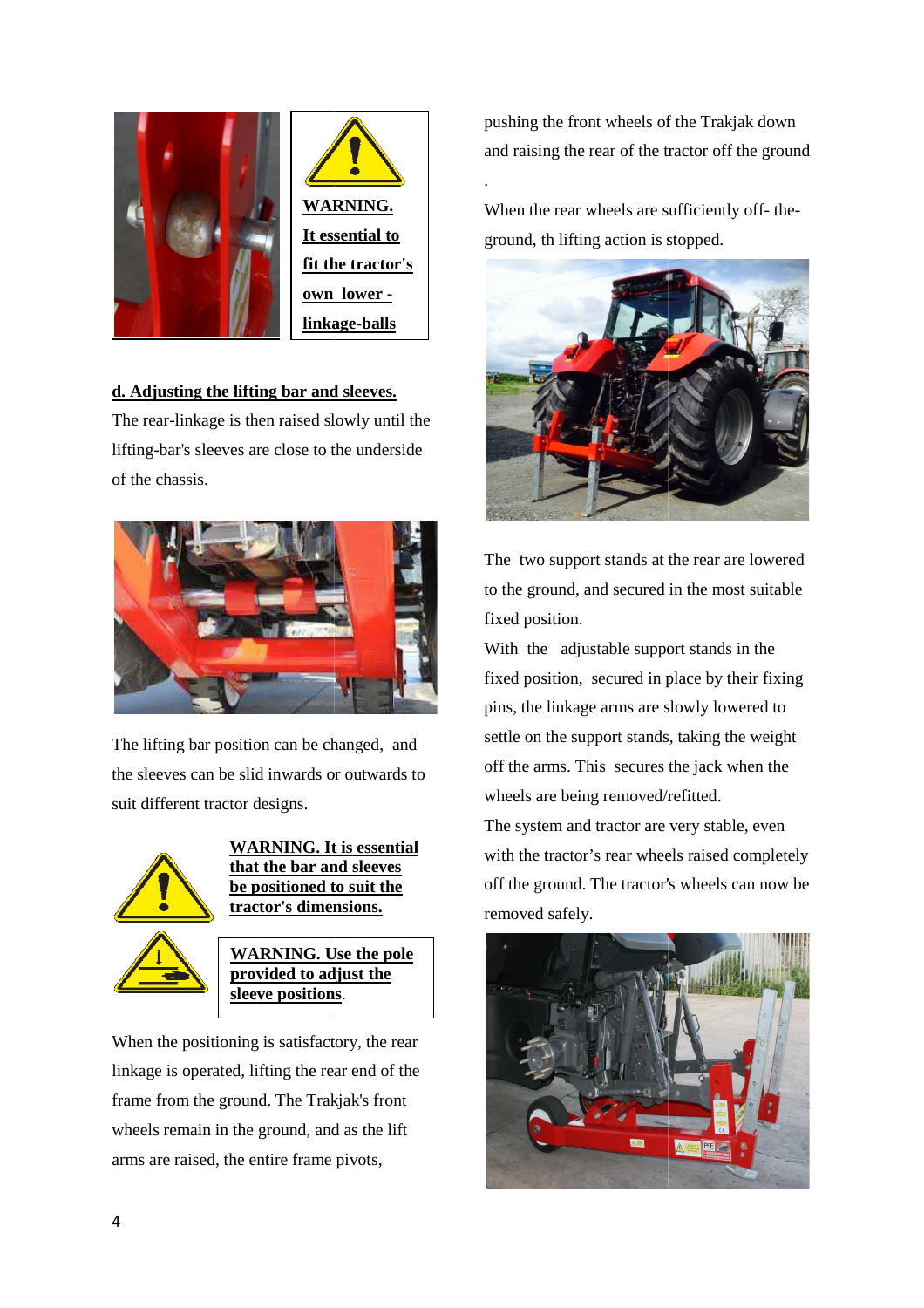**WARNING.**
**It essential to fit the tractor's own lower - linkage-balls**

**d. Adjusting the lifting bar and sleeves.**

The rear-linkage is then raised slowly until the lifting-bar's sleeves are close to the underside of the chassis.

The lifting bar position can be changed, and the sleeves can be slid inwards or outwards to suit different tractor designs.

**WARNING. It is essential that the bar and sleeves be positioned to suit the tractor's dimensions.**

**WARNING. Use the pole provided to adjust the sleeve positions**.

When the positioning is satisfactory, the rear linkage is operated, lifting the rear end of the frame from the ground. The Trakjak's front wheels remain in the ground, and as the lift arms are raised, the entire frame pivots, pushing the front wheels of the Trakjak down and raising the rear of the tractor off the ground

.

When the rear wheels are sufficiently off- the-ground, th lifting action is stopped.

The two support stands at the rear are lowered to the ground, and secured in the most suitable fixed position.

With the adjustable support stands in the fixed position, secured in place by their fixing pins, the linkage arms are slowly lowered to settle on the support stands, taking the weight off the arms. This secures the jack when the wheels are being removed/refitted.

The system and tractor are very stable, even with the tractor's rear wheels raised completely off the ground. The tractor's wheels can now be removed safely.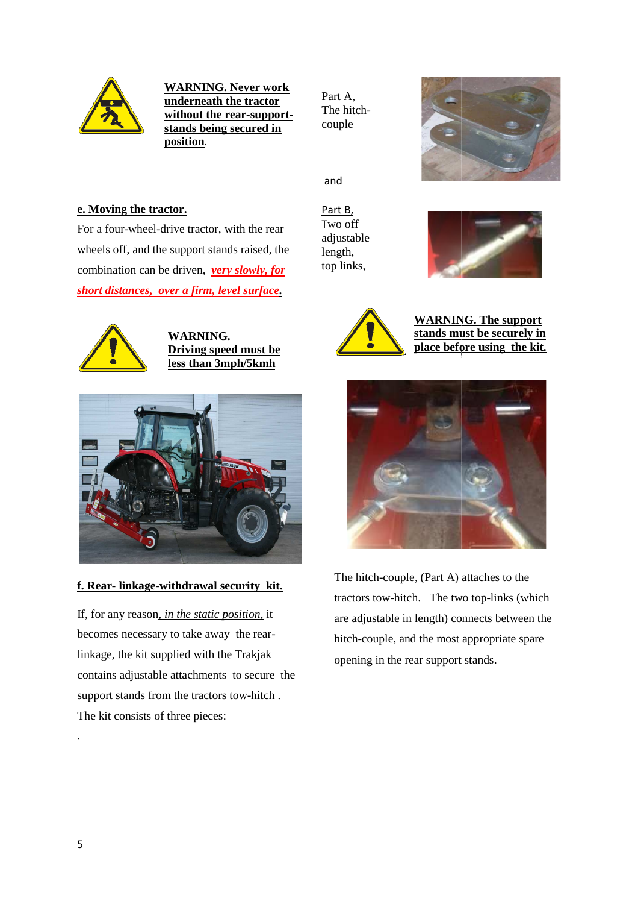**WARNING. Never work underneath the tractor without the rear-support-stands being secured in position.**

## e. Moving the tractor.

For a four-wheel-drive tractor, with the rear wheels off, and the support stands raised, the combination can be driven, ***very slowly, for short distances, over a firm, level surface.***

**WARNING. Driving speed must be less than 3mph/5kmh**

## f. Rear- linkage-withdrawal security kit.

If, for any reason, *in the static position,* it becomes necessary to take away the rear-linkage, the kit supplied with the Trakjak contains adjustable attachments to secure the support stands from the tractors tow-hitch . The kit consists of three pieces:

.

Part A, The hitch-couple

and

Part B, Two off adjustable length, top links,

**WARNING. The support stands must be securely in place before using the kit.**

The hitch-couple, (Part A) attaches to the tractors tow-hitch. The two top-links (which are adjustable in length) connects between the hitch-couple, and the most appropriate spare opening in the rear support stands.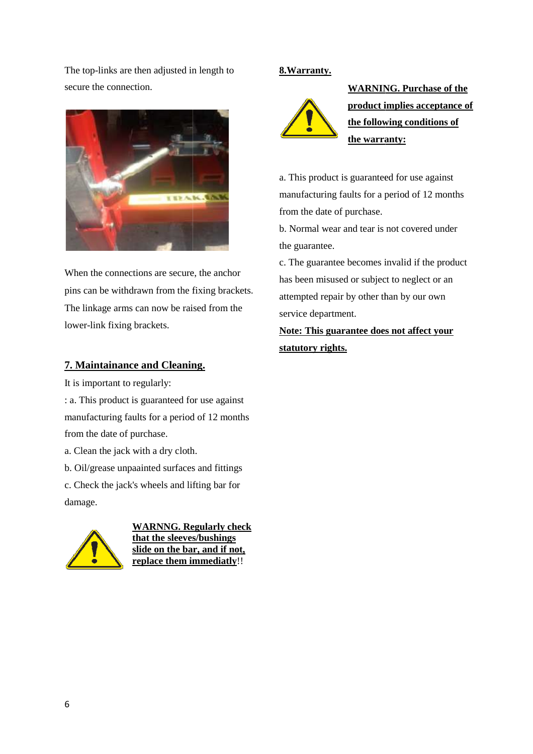The top-links are then adjusted in length to secure the connection.

When the connections are secure, the anchor pins can be withdrawn from the fixing brackets. The linkage arms can now be raised from the lower-link fixing brackets.

## 7. Maintainance and Cleaning.

It is important to regularly:

: a. This product is guaranteed for use against manufacturing faults for a period of 12 months from the date of purchase.

a. Clean the jack with a dry cloth.

b. Oil/grease unpaainted surfaces and fittings

c. Check the jack's wheels and lifting bar for damage.

**WARNNG. Regularly check that the sleeves/bushings slide on the bar, and if not, replace them immediatly**!!

## 8.Warranty.

**WARNING. Purchase of the product implies acceptance of the following conditions of the warranty:**

a. This product is guaranteed for use against manufacturing faults for a period of 12 months from the date of purchase.

b. Normal wear and tear is not covered under the guarantee.

c. The guarantee becomes invalid if the product has been misused or subject to neglect or an attempted repair by other than by our own service department.

**Note: This guarantee does not affect your statutory rights.**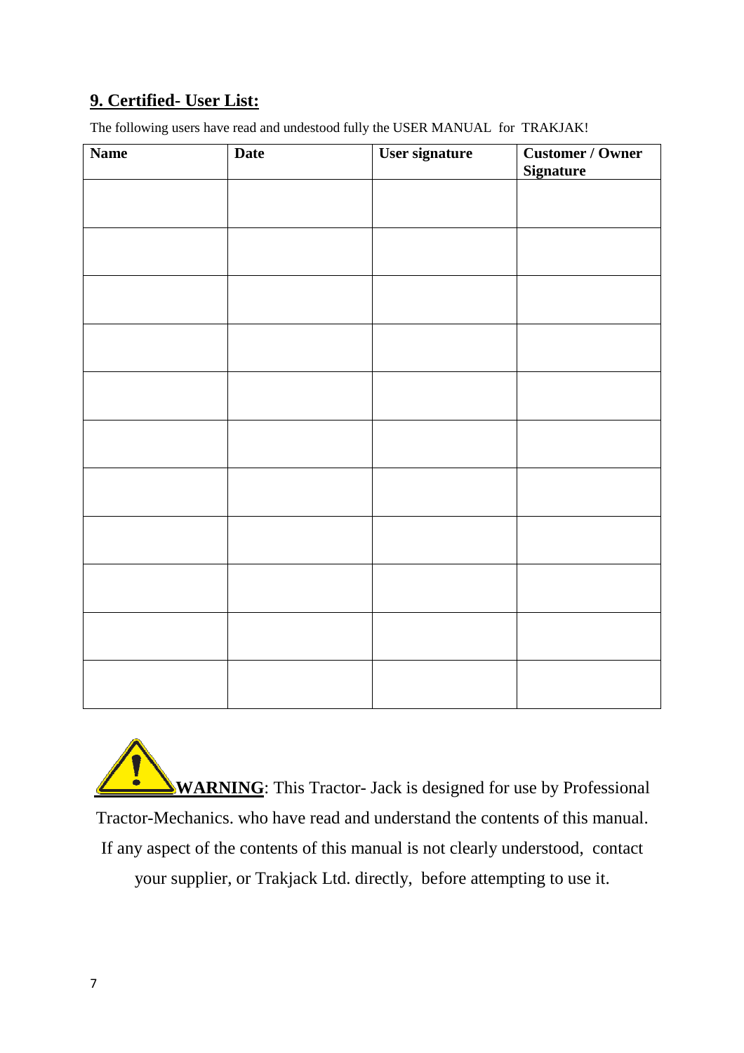## 9. Certified- User List:

The following users have read and undestood fully the USER MANUAL for TRAKJAK!

| Name | Date | User signature | Customer / Owner Signature |
|---|---|---|---|
| | | | |
| | | | |
| | | | |
| | | | |
| | | | |
| | | | |
| | | | |
| | | | |
| | | | |
| | | | |
| | | | |

**WARNING**: This Tractor- Jack is designed for use by Professional Tractor-Mechanics. who have read and understand the contents of this manual. If any aspect of the contents of this manual is not clearly understood, contact your supplier, or Trakjack Ltd. directly, before attempting to use it.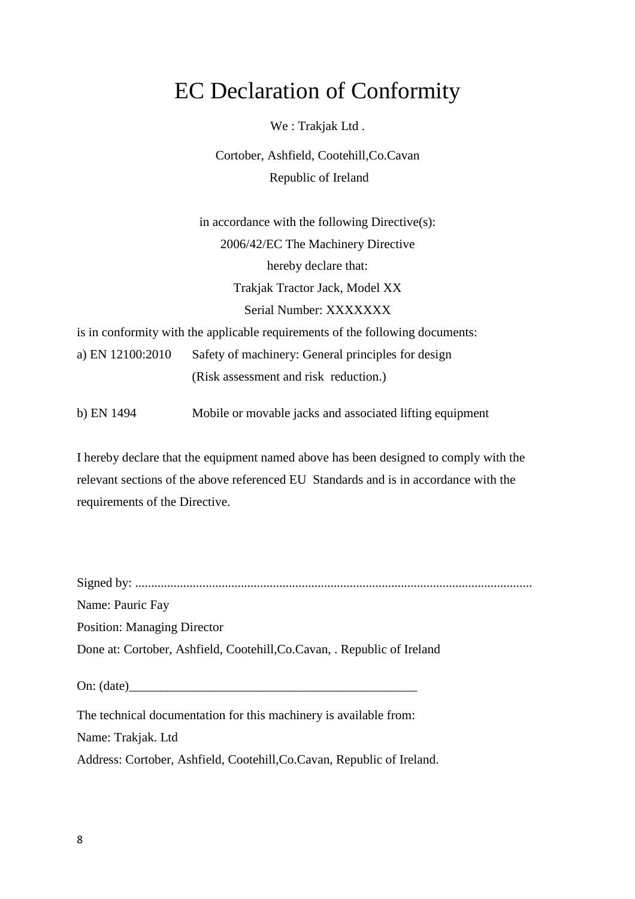# EC Declaration of Conformity

We : Trakjak Ltd .

Cortober, Ashfield, Cootehill,Co.Cavan
Republic of Ireland

in accordance with the following Directive(s):
2006/42/EC The Machinery Directive
hereby declare that:
Trakjak Tractor Jack, Model XX
Serial Number: XXXXXXX

is in conformity with the applicable requirements of the following documents:

| | |
|---|---|
| a) EN 12100:2010 | Safety of machinery: General principles for design (Risk assessment and risk reduction.) |
| b) EN 1494 | Mobile or movable jacks and associated lifting equipment |

I hereby declare that the equipment named above has been designed to comply with the relevant sections of the above referenced EU Standards and is in accordance with the requirements of the Directive.

Signed by: ..........................................................................................................................

Name: Pauric Fay

Position: Managing Director

Done at: Cortober, Ashfield, Cootehill,Co.Cavan, . Republic of Ireland

On: (date)______________________________________________

The technical documentation for this machinery is available from:

Name: Trakjak. Ltd

Address: Cortober, Ashfield, Cootehill,Co.Cavan, Republic of Ireland.